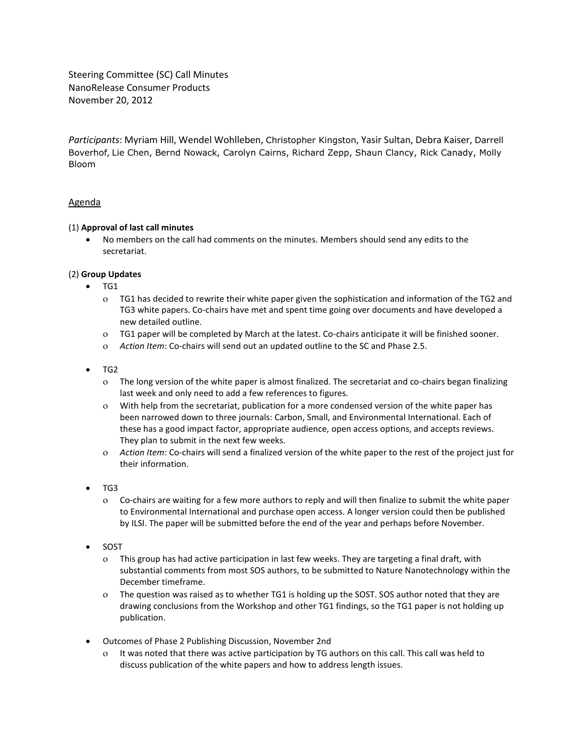Steering Committee (SC) Call Minutes
NanoRelease Consumer Products
November 20, 2012

*Participants*: Myriam Hill, Wendel Wohlleben, Christopher Kingston, Yasir Sultan, Debra Kaiser, Darrell Boverhof, Lie Chen, Bernd Nowack, Carolyn Cairns, Richard Zepp, Shaun Clancy, Rick Canady, Molly Bloom

## Agenda

(1) **Approval of last call minutes**

- No members on the call had comments on the minutes. Members should send any edits to the secretariat.

(2) **Group Updates**

- TG1
  - TG1 has decided to rewrite their white paper given the sophistication and information of the TG2 and TG3 white papers. Co-chairs have met and spent time going over documents and have developed a new detailed outline.
  - TG1 paper will be completed by March at the latest. Co-chairs anticipate it will be finished sooner.
  - *Action Item*: Co-chairs will send out an updated outline to the SC and Phase 2.5.

- TG2
  - The long version of the white paper is almost finalized. The secretariat and co-chairs began finalizing last week and only need to add a few references to figures.
  - With help from the secretariat, publication for a more condensed version of the white paper has been narrowed down to three journals: Carbon, Small, and Environmental International. Each of these has a good impact factor, appropriate audience, open access options, and accepts reviews. They plan to submit in the next few weeks.
  - *Action Item*: Co-chairs will send a finalized version of the white paper to the rest of the project just for their information.

- TG3
  - Co-chairs are waiting for a few more authors to reply and will then finalize to submit the white paper to Environmental International and purchase open access. A longer version could then be published by ILSI. The paper will be submitted before the end of the year and perhaps before November.

- SOST
  - This group has had active participation in last few weeks. They are targeting a final draft, with substantial comments from most SOS authors, to be submitted to Nature Nanotechnology within the December timeframe.
  - The question was raised as to whether TG1 is holding up the SOST. SOS author noted that they are drawing conclusions from the Workshop and other TG1 findings, so the TG1 paper is not holding up publication.

- Outcomes of Phase 2 Publishing Discussion, November 2nd
  - It was noted that there was active participation by TG authors on this call. This call was held to discuss publication of the white papers and how to address length issues.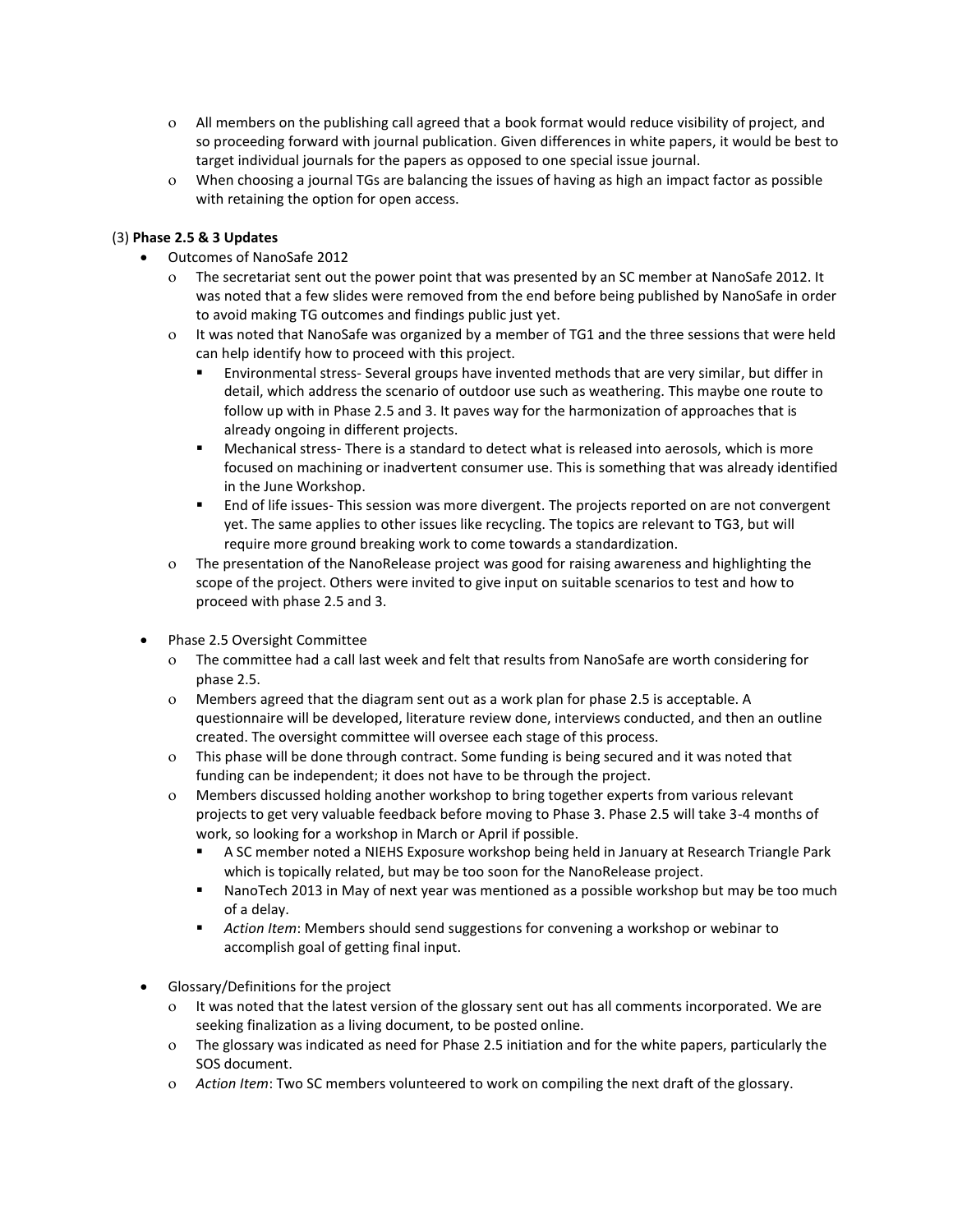- All members on the publishing call agreed that a book format would reduce visibility of project, and so proceeding forward with journal publication. Given differences in white papers, it would be best to target individual journals for the papers as opposed to one special issue journal.
- When choosing a journal TGs are balancing the issues of having as high an impact factor as possible with retaining the option for open access.

(3) **Phase 2.5 & 3 Updates**

- Outcomes of NanoSafe 2012
  - The secretariat sent out the power point that was presented by an SC member at NanoSafe 2012. It was noted that a few slides were removed from the end before being published by NanoSafe in order to avoid making TG outcomes and findings public just yet.
  - It was noted that NanoSafe was organized by a member of TG1 and the three sessions that were held can help identify how to proceed with this project.
    - Environmental stress- Several groups have invented methods that are very similar, but differ in detail, which address the scenario of outdoor use such as weathering. This maybe one route to follow up with in Phase 2.5 and 3. It paves way for the harmonization of approaches that is already ongoing in different projects.
    - Mechanical stress- There is a standard to detect what is released into aerosols, which is more focused on machining or inadvertent consumer use. This is something that was already identified in the June Workshop.
    - End of life issues- This session was more divergent. The projects reported on are not convergent yet. The same applies to other issues like recycling. The topics are relevant to TG3, but will require more ground breaking work to come towards a standardization.
  - The presentation of the NanoRelease project was good for raising awareness and highlighting the scope of the project. Others were invited to give input on suitable scenarios to test and how to proceed with phase 2.5 and 3.

- Phase 2.5 Oversight Committee
  - The committee had a call last week and felt that results from NanoSafe are worth considering for phase 2.5.
  - Members agreed that the diagram sent out as a work plan for phase 2.5 is acceptable. A questionnaire will be developed, literature review done, interviews conducted, and then an outline created. The oversight committee will oversee each stage of this process.
  - This phase will be done through contract. Some funding is being secured and it was noted that funding can be independent; it does not have to be through the project.
  - Members discussed holding another workshop to bring together experts from various relevant projects to get very valuable feedback before moving to Phase 3. Phase 2.5 will take 3-4 months of work, so looking for a workshop in March or April if possible.
    - A SC member noted a NIEHS Exposure workshop being held in January at Research Triangle Park which is topically related, but may be too soon for the NanoRelease project.
    - NanoTech 2013 in May of next year was mentioned as a possible workshop but may be too much of a delay.
    - *Action Item*: Members should send suggestions for convening a workshop or webinar to accomplish goal of getting final input.

- Glossary/Definitions for the project
  - It was noted that the latest version of the glossary sent out has all comments incorporated. We are seeking finalization as a living document, to be posted online.
  - The glossary was indicated as need for Phase 2.5 initiation and for the white papers, particularly the SOS document.
  - *Action Item*: Two SC members volunteered to work on compiling the next draft of the glossary.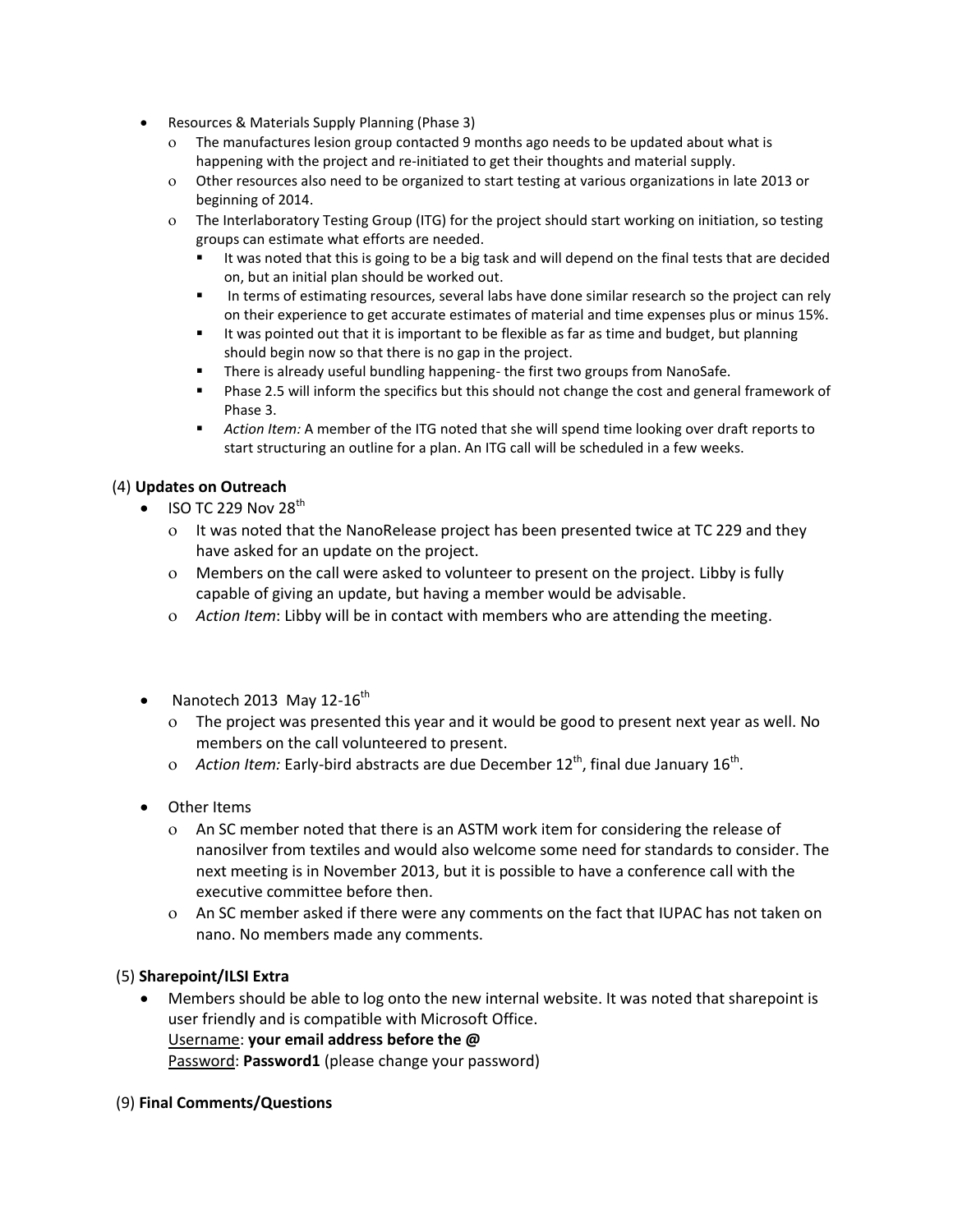- Resources & Materials Supply Planning (Phase 3)
  - The manufactures lesion group contacted 9 months ago needs to be updated about what is happening with the project and re-initiated to get their thoughts and material supply.
  - Other resources also need to be organized to start testing at various organizations in late 2013 or beginning of 2014.
  - The Interlaboratory Testing Group (ITG) for the project should start working on initiation, so testing groups can estimate what efforts are needed.
    - It was noted that this is going to be a big task and will depend on the final tests that are decided on, but an initial plan should be worked out.
    - In terms of estimating resources, several labs have done similar research so the project can rely on their experience to get accurate estimates of material and time expenses plus or minus 15%.
    - It was pointed out that it is important to be flexible as far as time and budget, but planning should begin now so that there is no gap in the project.
    - There is already useful bundling happening- the first two groups from NanoSafe.
    - Phase 2.5 will inform the specifics but this should not change the cost and general framework of Phase 3.
    - *Action Item:* A member of the ITG noted that she will spend time looking over draft reports to start structuring an outline for a plan. An ITG call will be scheduled in a few weeks.

(4) **Updates on Outreach**

- ISO TC 229 Nov 28th
  - It was noted that the NanoRelease project has been presented twice at TC 229 and they have asked for an update on the project.
  - Members on the call were asked to volunteer to present on the project. Libby is fully capable of giving an update, but having a member would be advisable.
  - *Action Item*: Libby will be in contact with members who are attending the meeting.

- Nanotech 2013 May 12-16th
  - The project was presented this year and it would be good to present next year as well. No members on the call volunteered to present.
  - *Action Item:* Early-bird abstracts are due December 12th, final due January 16th.

- Other Items
  - An SC member noted that there is an ASTM work item for considering the release of nanosilver from textiles and would also welcome some need for standards to consider. The next meeting is in November 2013, but it is possible to have a conference call with the executive committee before then.
  - An SC member asked if there were any comments on the fact that IUPAC has not taken on nano. No members made any comments.

(5) **Sharepoint/ILSI Extra**

- Members should be able to log onto the new internal website. It was noted that sharepoint is user friendly and is compatible with Microsoft Office.
  Username: **your email address before the @**
  Password: **Password1** (please change your password)

(9) **Final Comments/Questions**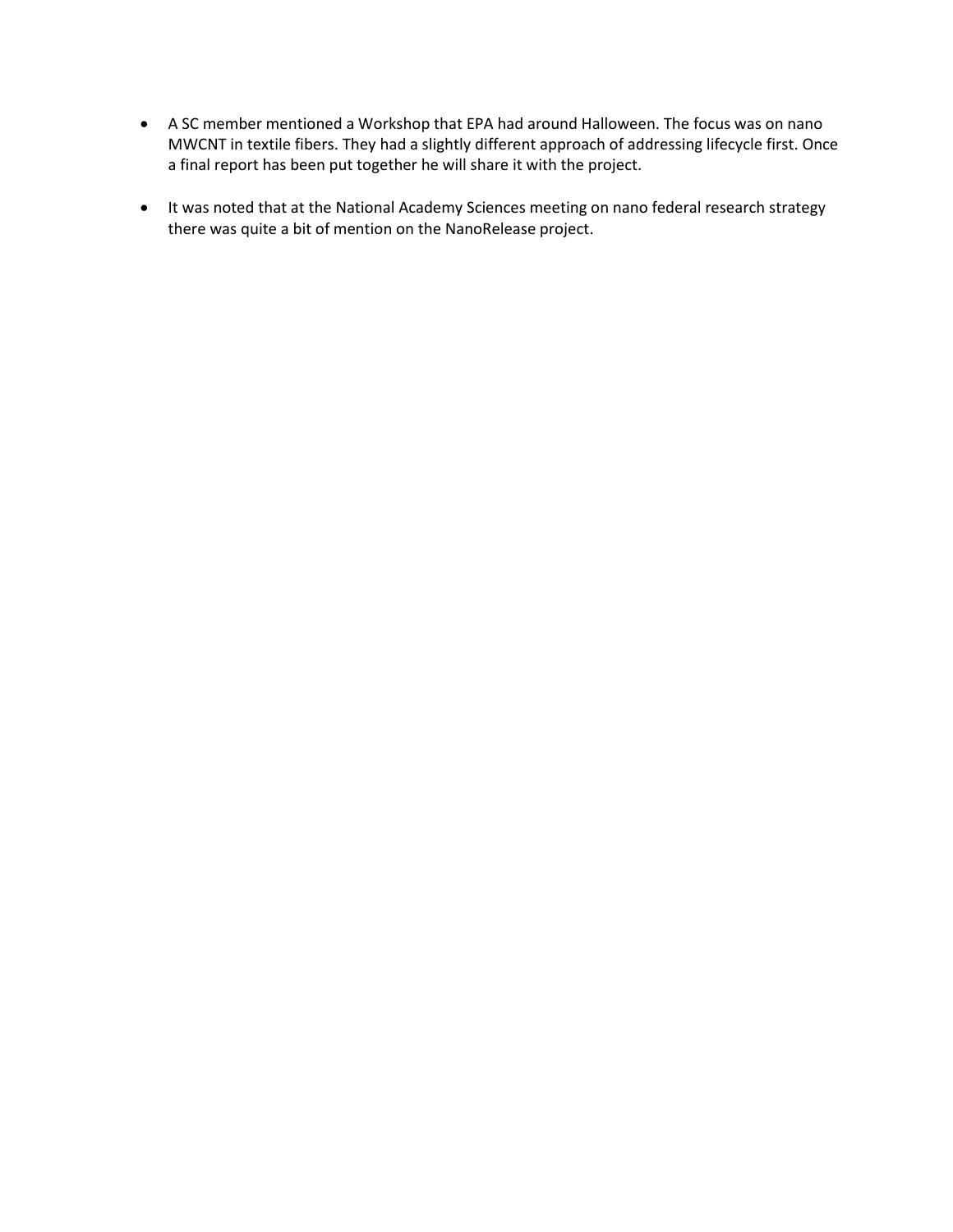- A SC member mentioned a Workshop that EPA had around Halloween. The focus was on nano MWCNT in textile fibers. They had a slightly different approach of addressing lifecycle first. Once a final report has been put together he will share it with the project.

- It was noted that at the National Academy Sciences meeting on nano federal research strategy there was quite a bit of mention on the NanoRelease project.